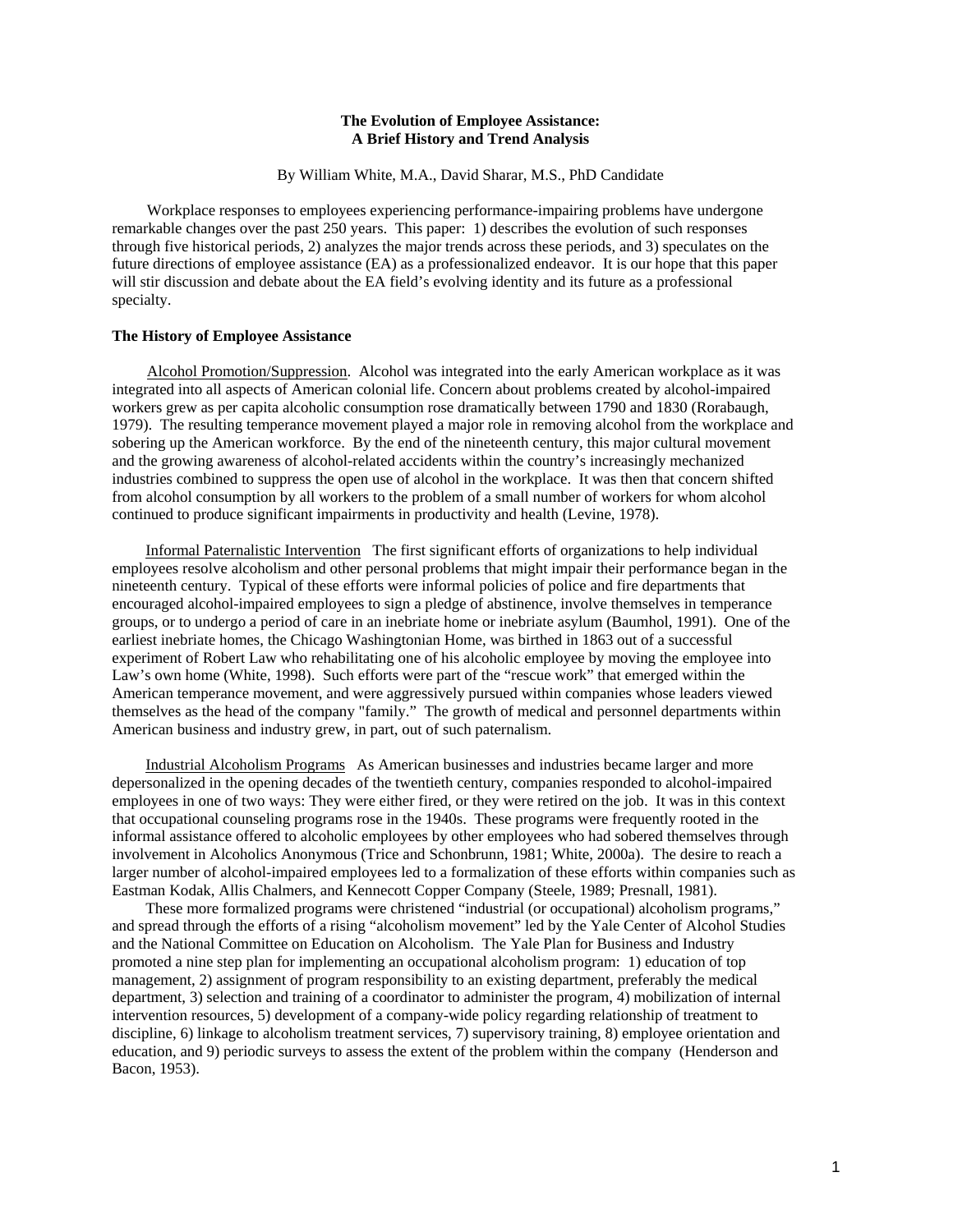**The Evolution of Employee Assistance:**
**A Brief History and Trend Analysis**

By William White, M.A., David Sharar, M.S., PhD Candidate

Workplace responses to employees experiencing performance-impairing problems have undergone remarkable changes over the past 250 years. This paper: 1) describes the evolution of such responses through five historical periods, 2) analyzes the major trends across these periods, and 3) speculates on the future directions of employee assistance (EA) as a professionalized endeavor. It is our hope that this paper will stir discussion and debate about the EA field's evolving identity and its future as a professional specialty.

## The History of Employee Assistance

Alcohol Promotion/Suppression. Alcohol was integrated into the early American workplace as it was integrated into all aspects of American colonial life. Concern about problems created by alcohol-impaired workers grew as per capita alcoholic consumption rose dramatically between 1790 and 1830 (Rorabaugh, 1979). The resulting temperance movement played a major role in removing alcohol from the workplace and sobering up the American workforce. By the end of the nineteenth century, this major cultural movement and the growing awareness of alcohol-related accidents within the country's increasingly mechanized industries combined to suppress the open use of alcohol in the workplace. It was then that concern shifted from alcohol consumption by all workers to the problem of a small number of workers for whom alcohol continued to produce significant impairments in productivity and health (Levine, 1978).

Informal Paternalistic Intervention The first significant efforts of organizations to help individual employees resolve alcoholism and other personal problems that might impair their performance began in the nineteenth century. Typical of these efforts were informal policies of police and fire departments that encouraged alcohol-impaired employees to sign a pledge of abstinence, involve themselves in temperance groups, or to undergo a period of care in an inebriate home or inebriate asylum (Baumhol, 1991). One of the earliest inebriate homes, the Chicago Washingtonian Home, was birthed in 1863 out of a successful experiment of Robert Law who rehabilitating one of his alcoholic employee by moving the employee into Law's own home (White, 1998). Such efforts were part of the "rescue work" that emerged within the American temperance movement, and were aggressively pursued within companies whose leaders viewed themselves as the head of the company "family." The growth of medical and personnel departments within American business and industry grew, in part, out of such paternalism.

Industrial Alcoholism Programs As American businesses and industries became larger and more depersonalized in the opening decades of the twentieth century, companies responded to alcohol-impaired employees in one of two ways: They were either fired, or they were retired on the job. It was in this context that occupational counseling programs rose in the 1940s. These programs were frequently rooted in the informal assistance offered to alcoholic employees by other employees who had sobered themselves through involvement in Alcoholics Anonymous (Trice and Schonbrunn, 1981; White, 2000a). The desire to reach a larger number of alcohol-impaired employees led to a formalization of these efforts within companies such as Eastman Kodak, Allis Chalmers, and Kennecott Copper Company (Steele, 1989; Presnall, 1981).

These more formalized programs were christened "industrial (or occupational) alcoholism programs," and spread through the efforts of a rising "alcoholism movement" led by the Yale Center of Alcohol Studies and the National Committee on Education on Alcoholism. The Yale Plan for Business and Industry promoted a nine step plan for implementing an occupational alcoholism program: 1) education of top management, 2) assignment of program responsibility to an existing department, preferably the medical department, 3) selection and training of a coordinator to administer the program, 4) mobilization of internal intervention resources, 5) development of a company-wide policy regarding relationship of treatment to discipline, 6) linkage to alcoholism treatment services, 7) supervisory training, 8) employee orientation and education, and 9) periodic surveys to assess the extent of the problem within the company (Henderson and Bacon, 1953).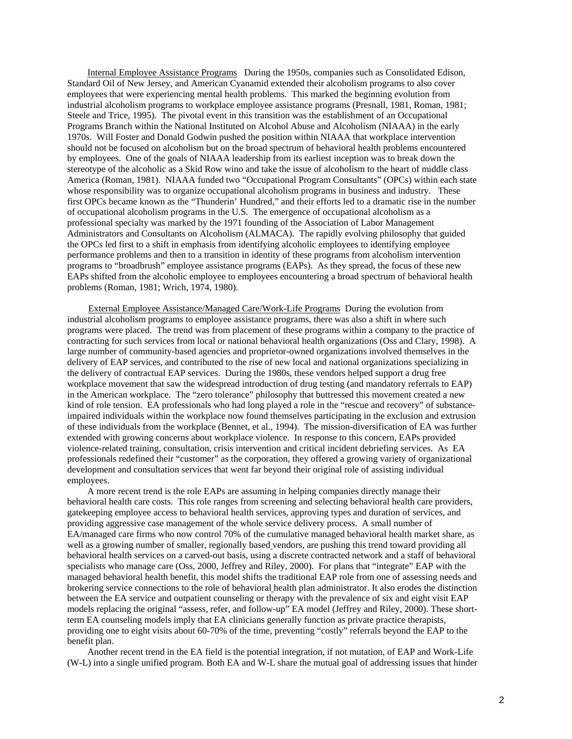Internal Employee Assistance Programs During the 1950s, companies such as Consolidated Edison, Standard Oil of New Jersey, and American Cyanamid extended their alcoholism programs to also cover employees that were experiencing mental health problems. This marked the beginning evolution from industrial alcoholism programs to workplace employee assistance programs (Presnall, 1981, Roman, 1981; Steele and Trice, 1995). The pivotal event in this transition was the establishment of an Occupational Programs Branch within the National Instituted on Alcohol Abuse and Alcoholism (NIAAA) in the early 1970s. Will Foster and Donald Godwin pushed the position within NIAAA that workplace intervention should not be focused on alcoholism but on the broad spectrum of behavioral health problems encountered by employees. One of the goals of NIAAA leadership from its earliest inception was to break down the stereotype of the alcoholic as a Skid Row wino and take the issue of alcoholism to the heart of middle class America (Roman, 1981). NIAAA funded two "Occupational Program Consultants" (OPCs) within each state whose responsibility was to organize occupational alcoholism programs in business and industry. These first OPCs became known as the "Thunderin' Hundred," and their efforts led to a dramatic rise in the number of occupational alcoholism programs in the U.S. The emergence of occupational alcoholism as a professional specialty was marked by the 1971 founding of the Association of Labor Management Administrators and Consultants on Alcoholism (ALMACA). The rapidly evolving philosophy that guided the OPCs led first to a shift in emphasis from identifying alcoholic employees to identifying employee performance problems and then to a transition in identity of these programs from alcoholism intervention programs to "broadbrush" employee assistance programs (EAPs). As they spread, the focus of these new EAPs shifted from the alcoholic employee to employees encountering a broad spectrum of behavioral health problems (Roman, 1981; Wrich, 1974, 1980).

External Employee Assistance/Managed Care/Work-Life Programs During the evolution from industrial alcoholism programs to employee assistance programs, there was also a shift in where such programs were placed. The trend was from placement of these programs within a company to the practice of contracting for such services from local or national behavioral health organizations (Oss and Clary, 1998). A large number of community-based agencies and proprietor-owned organizations involved themselves in the delivery of EAP services, and contributed to the rise of new local and national organizations specializing in the delivery of contractual EAP services. During the 1980s, these vendors helped support a drug free workplace movement that saw the widespread introduction of drug testing (and mandatory referrals to EAP) in the American workplace. The "zero tolerance" philosophy that buttressed this movement created a new kind of role tension. EA professionals who had long played a role in the "rescue and recovery" of substance-impaired individuals within the workplace now found themselves participating in the exclusion and extrusion of these individuals from the workplace (Bennet, et al., 1994). The mission-diversification of EA was further extended with growing concerns about workplace violence. In response to this concern, EAPs provided violence-related training, consultation, crisis intervention and critical incident debriefing services. As EA professionals redefined their "customer" as the corporation, they offered a growing variety of organizational development and consultation services that went far beyond their original role of assisting individual employees.

A more recent trend is the role EAPs are assuming in helping companies directly manage their behavioral health care costs. This role ranges from screening and selecting behavioral health care providers, gatekeeping employee access to behavioral health services, approving types and duration of services, and providing aggressive case management of the whole service delivery process. A small number of EA/managed care firms who now control 70% of the cumulative managed behavioral health market share, as well as a growing number of smaller, regionally based vendors, are pushing this trend toward providing all behavioral health services on a carved-out basis, using a discrete contracted network and a staff of behavioral specialists who manage care (Oss, 2000, Jeffrey and Riley, 2000). For plans that "integrate" EAP with the managed behavioral health benefit, this model shifts the traditional EAP role from one of assessing needs and brokering service connections to the role of behavioral health plan administrator. It also erodes the distinction between the EA service and outpatient counseling or therapy with the prevalence of six and eight visit EAP models replacing the original "assess, refer, and follow-up" EA model (Jeffrey and Riley, 2000). These short-term EA counseling models imply that EA clinicians generally function as private practice therapists, providing one to eight visits about 60-70% of the time, preventing "costly" referrals beyond the EAP to the benefit plan.

Another recent trend in the EA field is the potential integration, if not mutation, of EAP and Work-Life (W-L) into a single unified program. Both EA and W-L share the mutual goal of addressing issues that hinder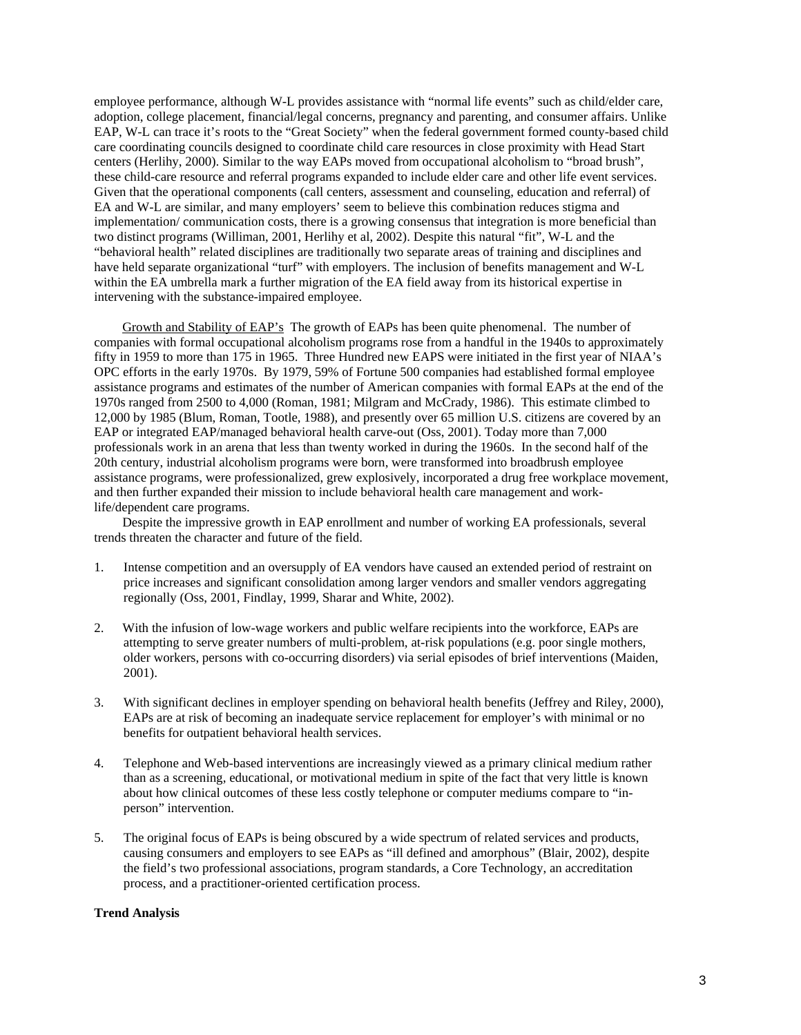employee performance, although W-L provides assistance with "normal life events" such as child/elder care, adoption, college placement, financial/legal concerns, pregnancy and parenting, and consumer affairs. Unlike EAP, W-L can trace it's roots to the "Great Society" when the federal government formed county-based child care coordinating councils designed to coordinate child care resources in close proximity with Head Start centers (Herlihy, 2000). Similar to the way EAPs moved from occupational alcoholism to "broad brush", these child-care resource and referral programs expanded to include elder care and other life event services. Given that the operational components (call centers, assessment and counseling, education and referral) of EA and W-L are similar, and many employers' seem to believe this combination reduces stigma and implementation/ communication costs, there is a growing consensus that integration is more beneficial than two distinct programs (Williman, 2001, Herlihy et al, 2002). Despite this natural "fit", W-L and the "behavioral health" related disciplines are traditionally two separate areas of training and disciplines and have held separate organizational "turf" with employers. The inclusion of benefits management and W-L within the EA umbrella mark a further migration of the EA field away from its historical expertise in intervening with the substance-impaired employee.

<u>Growth and Stability of EAP's</u> The growth of EAPs has been quite phenomenal. The number of companies with formal occupational alcoholism programs rose from a handful in the 1940s to approximately fifty in 1959 to more than 175 in 1965. Three Hundred new EAPS were initiated in the first year of NIAA's OPC efforts in the early 1970s. By 1979, 59% of Fortune 500 companies had established formal employee assistance programs and estimates of the number of American companies with formal EAPs at the end of the 1970s ranged from 2500 to 4,000 (Roman, 1981; Milgram and McCrady, 1986). This estimate climbed to 12,000 by 1985 (Blum, Roman, Tootle, 1988), and presently over 65 million U.S. citizens are covered by an EAP or integrated EAP/managed behavioral health carve-out (Oss, 2001). Today more than 7,000 professionals work in an arena that less than twenty worked in during the 1960s. In the second half of the 20th century, industrial alcoholism programs were born, were transformed into broadbrush employee assistance programs, were professionalized, grew explosively, incorporated a drug free workplace movement, and then further expanded their mission to include behavioral health care management and work-life/dependent care programs.

Despite the impressive growth in EAP enrollment and number of working EA professionals, several trends threaten the character and future of the field.

1. Intense competition and an oversupply of EA vendors have caused an extended period of restraint on price increases and significant consolidation among larger vendors and smaller vendors aggregating regionally (Oss, 2001, Findlay, 1999, Sharar and White, 2002).

2. With the infusion of low-wage workers and public welfare recipients into the workforce, EAPs are attempting to serve greater numbers of multi-problem, at-risk populations (e.g. poor single mothers, older workers, persons with co-occurring disorders) via serial episodes of brief interventions (Maiden, 2001).

3. With significant declines in employer spending on behavioral health benefits (Jeffrey and Riley, 2000), EAPs are at risk of becoming an inadequate service replacement for employer's with minimal or no benefits for outpatient behavioral health services.

4. Telephone and Web-based interventions are increasingly viewed as a primary clinical medium rather than as a screening, educational, or motivational medium in spite of the fact that very little is known about how clinical outcomes of these less costly telephone or computer mediums compare to "in-person" intervention.

5. The original focus of EAPs is being obscured by a wide spectrum of related services and products, causing consumers and employers to see EAPs as "ill defined and amorphous" (Blair, 2002), despite the field's two professional associations, program standards, a Core Technology, an accreditation process, and a practitioner-oriented certification process.

**Trend Analysis**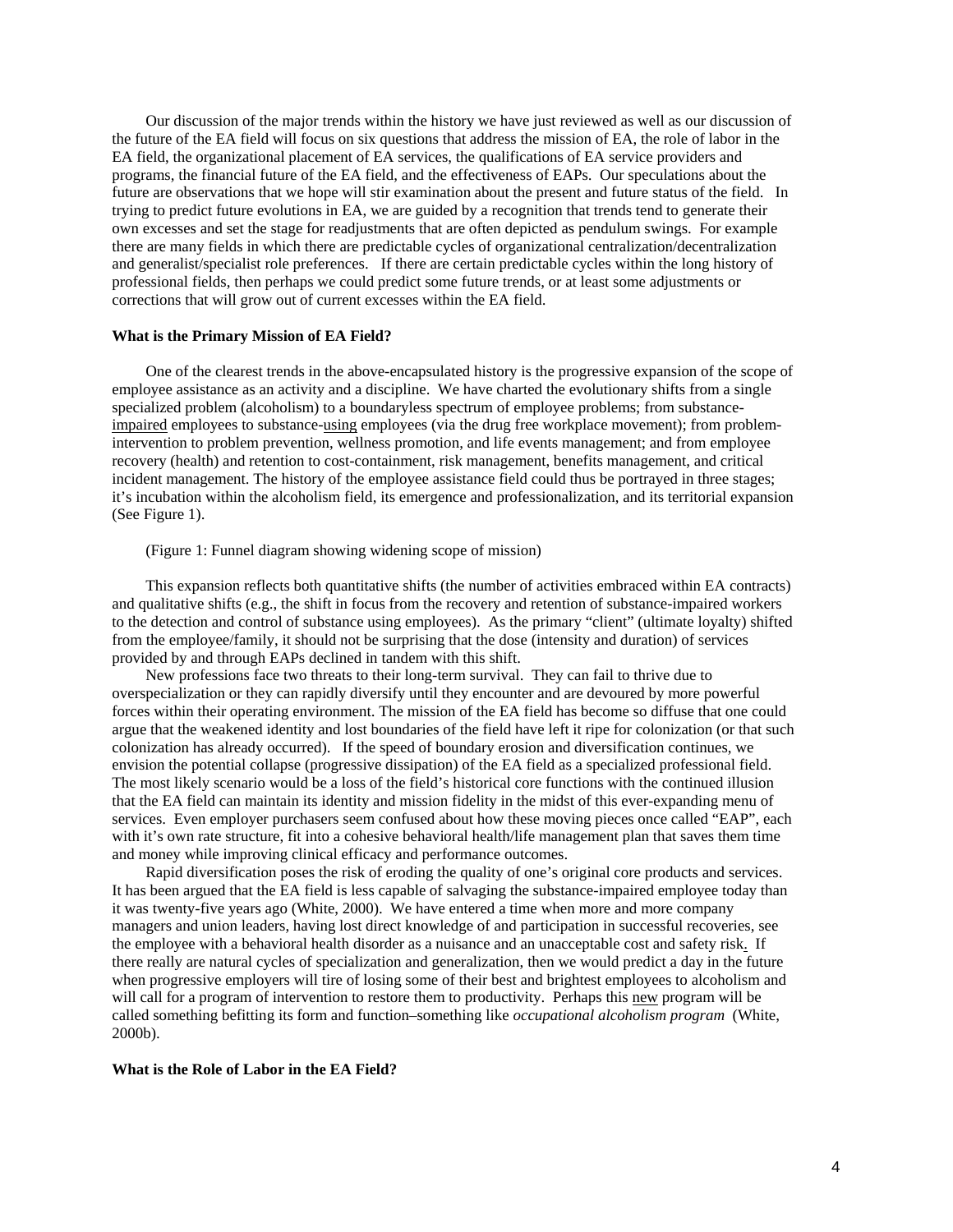Our discussion of the major trends within the history we have just reviewed as well as our discussion of the future of the EA field will focus on six questions that address the mission of EA, the role of labor in the EA field, the organizational placement of EA services, the qualifications of EA service providers and programs, the financial future of the EA field, and the effectiveness of EAPs. Our speculations about the future are observations that we hope will stir examination about the present and future status of the field. In trying to predict future evolutions in EA, we are guided by a recognition that trends tend to generate their own excesses and set the stage for readjustments that are often depicted as pendulum swings. For example there are many fields in which there are predictable cycles of organizational centralization/decentralization and generalist/specialist role preferences. If there are certain predictable cycles within the long history of professional fields, then perhaps we could predict some future trends, or at least some adjustments or corrections that will grow out of current excesses within the EA field.

**What is the Primary Mission of EA Field?**

One of the clearest trends in the above-encapsulated history is the progressive expansion of the scope of employee assistance as an activity and a discipline. We have charted the evolutionary shifts from a single specialized problem (alcoholism) to a boundaryless spectrum of employee problems; from substance-impaired employees to substance-using employees (via the drug free workplace movement); from problem-intervention to problem prevention, wellness promotion, and life events management; and from employee recovery (health) and retention to cost-containment, risk management, benefits management, and critical incident management. The history of the employee assistance field could thus be portrayed in three stages; it's incubation within the alcoholism field, its emergence and professionalization, and its territorial expansion (See Figure 1).

(Figure 1: Funnel diagram showing widening scope of mission)

This expansion reflects both quantitative shifts (the number of activities embraced within EA contracts) and qualitative shifts (e.g., the shift in focus from the recovery and retention of substance-impaired workers to the detection and control of substance using employees). As the primary "client" (ultimate loyalty) shifted from the employee/family, it should not be surprising that the dose (intensity and duration) of services provided by and through EAPs declined in tandem with this shift.

New professions face two threats to their long-term survival. They can fail to thrive due to overspecialization or they can rapidly diversify until they encounter and are devoured by more powerful forces within their operating environment. The mission of the EA field has become so diffuse that one could argue that the weakened identity and lost boundaries of the field have left it ripe for colonization (or that such colonization has already occurred). If the speed of boundary erosion and diversification continues, we envision the potential collapse (progressive dissipation) of the EA field as a specialized professional field. The most likely scenario would be a loss of the field's historical core functions with the continued illusion that the EA field can maintain its identity and mission fidelity in the midst of this ever-expanding menu of services. Even employer purchasers seem confused about how these moving pieces once called "EAP", each with it's own rate structure, fit into a cohesive behavioral health/life management plan that saves them time and money while improving clinical efficacy and performance outcomes.

Rapid diversification poses the risk of eroding the quality of one's original core products and services. It has been argued that the EA field is less capable of salvaging the substance-impaired employee today than it was twenty-five years ago (White, 2000). We have entered a time when more and more company managers and union leaders, having lost direct knowledge of and participation in successful recoveries, see the employee with a behavioral health disorder as a nuisance and an unacceptable cost and safety risk. If there really are natural cycles of specialization and generalization, then we would predict a day in the future when progressive employers will tire of losing some of their best and brightest employees to alcoholism and will call for a program of intervention to restore them to productivity. Perhaps this new program will be called something befitting its form and function–something like *occupational alcoholism program* (White, 2000b).

**What is the Role of Labor in the EA Field?**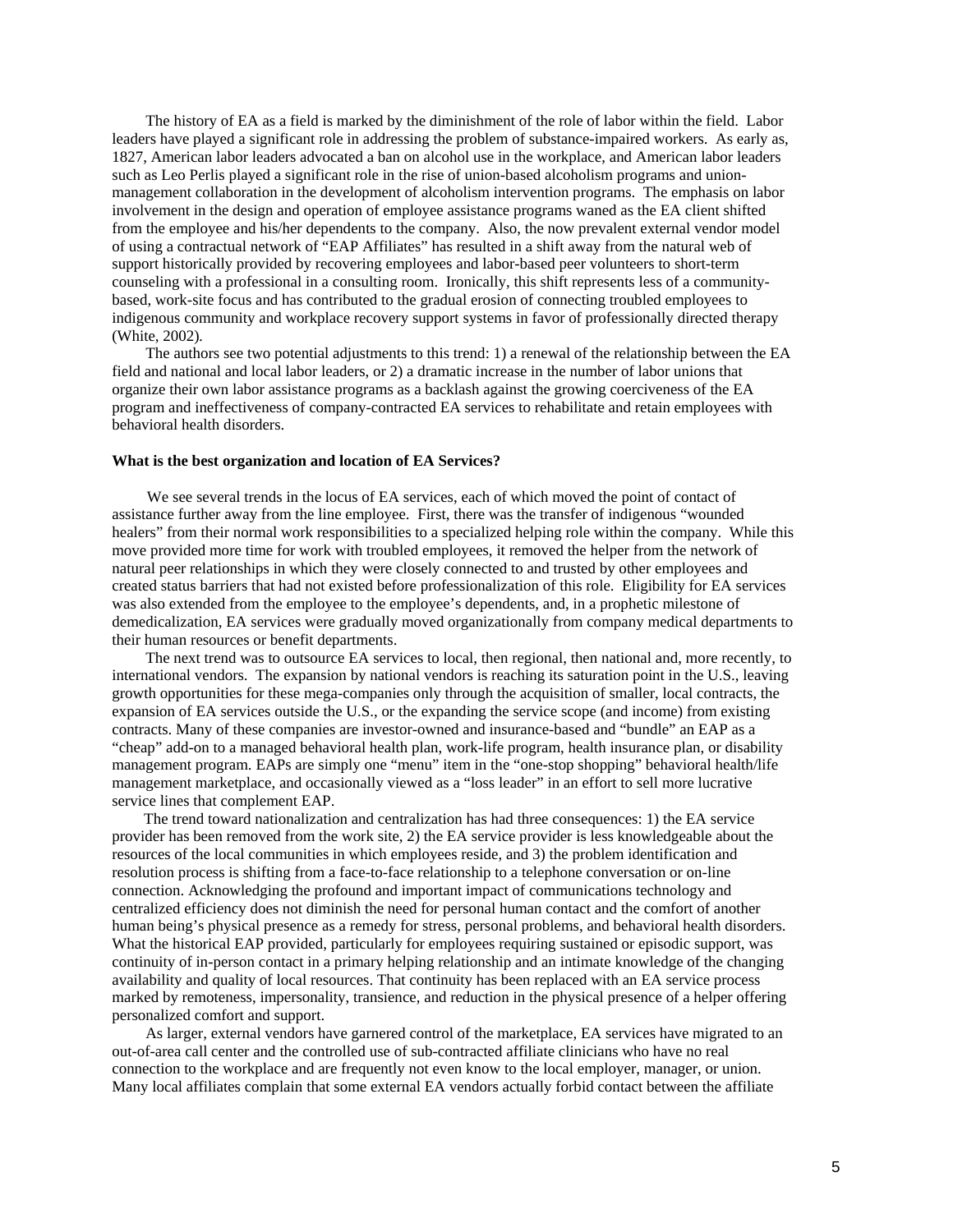The history of EA as a field is marked by the diminishment of the role of labor within the field. Labor leaders have played a significant role in addressing the problem of substance-impaired workers. As early as, 1827, American labor leaders advocated a ban on alcohol use in the workplace, and American labor leaders such as Leo Perlis played a significant role in the rise of union-based alcoholism programs and union-management collaboration in the development of alcoholism intervention programs. The emphasis on labor involvement in the design and operation of employee assistance programs waned as the EA client shifted from the employee and his/her dependents to the company. Also, the now prevalent external vendor model of using a contractual network of "EAP Affiliates" has resulted in a shift away from the natural web of support historically provided by recovering employees and labor-based peer volunteers to short-term counseling with a professional in a consulting room. Ironically, this shift represents less of a community-based, work-site focus and has contributed to the gradual erosion of connecting troubled employees to indigenous community and workplace recovery support systems in favor of professionally directed therapy (White, 2002).

The authors see two potential adjustments to this trend: 1) a renewal of the relationship between the EA field and national and local labor leaders, or 2) a dramatic increase in the number of labor unions that organize their own labor assistance programs as a backlash against the growing coerciveness of the EA program and ineffectiveness of company-contracted EA services to rehabilitate and retain employees with behavioral health disorders.

**What is the best organization and location of EA Services?**

We see several trends in the locus of EA services, each of which moved the point of contact of assistance further away from the line employee. First, there was the transfer of indigenous "wounded healers" from their normal work responsibilities to a specialized helping role within the company. While this move provided more time for work with troubled employees, it removed the helper from the network of natural peer relationships in which they were closely connected to and trusted by other employees and created status barriers that had not existed before professionalization of this role. Eligibility for EA services was also extended from the employee to the employee's dependents, and, in a prophetic milestone of demedicalization, EA services were gradually moved organizationally from company medical departments to their human resources or benefit departments.

The next trend was to outsource EA services to local, then regional, then national and, more recently, to international vendors. The expansion by national vendors is reaching its saturation point in the U.S., leaving growth opportunities for these mega-companies only through the acquisition of smaller, local contracts, the expansion of EA services outside the U.S., or the expanding the service scope (and income) from existing contracts. Many of these companies are investor-owned and insurance-based and "bundle" an EAP as a "cheap" add-on to a managed behavioral health plan, work-life program, health insurance plan, or disability management program. EAPs are simply one "menu" item in the "one-stop shopping" behavioral health/life management marketplace, and occasionally viewed as a "loss leader" in an effort to sell more lucrative service lines that complement EAP.

The trend toward nationalization and centralization has had three consequences: 1) the EA service provider has been removed from the work site, 2) the EA service provider is less knowledgeable about the resources of the local communities in which employees reside, and 3) the problem identification and resolution process is shifting from a face-to-face relationship to a telephone conversation or on-line connection. Acknowledging the profound and important impact of communications technology and centralized efficiency does not diminish the need for personal human contact and the comfort of another human being's physical presence as a remedy for stress, personal problems, and behavioral health disorders. What the historical EAP provided, particularly for employees requiring sustained or episodic support, was continuity of in-person contact in a primary helping relationship and an intimate knowledge of the changing availability and quality of local resources. That continuity has been replaced with an EA service process marked by remoteness, impersonality, transience, and reduction in the physical presence of a helper offering personalized comfort and support.

As larger, external vendors have garnered control of the marketplace, EA services have migrated to an out-of-area call center and the controlled use of sub-contracted affiliate clinicians who have no real connection to the workplace and are frequently not even know to the local employer, manager, or union. Many local affiliates complain that some external EA vendors actually forbid contact between the affiliate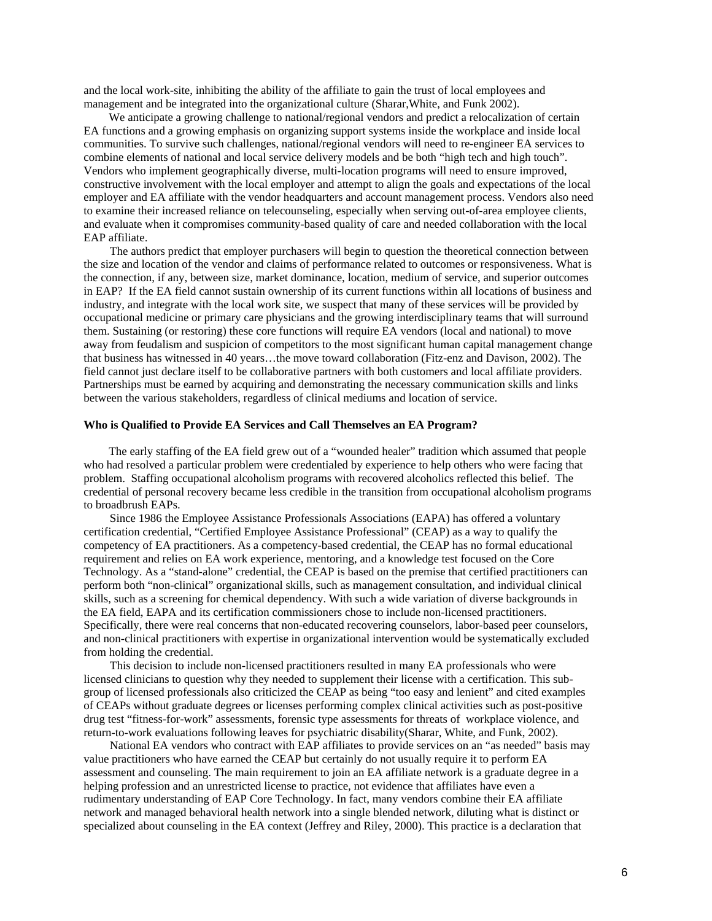and the local work-site, inhibiting the ability of the affiliate to gain the trust of local employees and management and be integrated into the organizational culture (Sharar,White, and Funk 2002).

We anticipate a growing challenge to national/regional vendors and predict a relocalization of certain EA functions and a growing emphasis on organizing support systems inside the workplace and inside local communities. To survive such challenges, national/regional vendors will need to re-engineer EA services to combine elements of national and local service delivery models and be both "high tech and high touch". Vendors who implement geographically diverse, multi-location programs will need to ensure improved, constructive involvement with the local employer and attempt to align the goals and expectations of the local employer and EA affiliate with the vendor headquarters and account management process. Vendors also need to examine their increased reliance on telecounseling, especially when serving out-of-area employee clients, and evaluate when it compromises community-based quality of care and needed collaboration with the local EAP affiliate.

The authors predict that employer purchasers will begin to question the theoretical connection between the size and location of the vendor and claims of performance related to outcomes or responsiveness. What is the connection, if any, between size, market dominance, location, medium of service, and superior outcomes in EAP? If the EA field cannot sustain ownership of its current functions within all locations of business and industry, and integrate with the local work site, we suspect that many of these services will be provided by occupational medicine or primary care physicians and the growing interdisciplinary teams that will surround them. Sustaining (or restoring) these core functions will require EA vendors (local and national) to move away from feudalism and suspicion of competitors to the most significant human capital management change that business has witnessed in 40 years…the move toward collaboration (Fitz-enz and Davison, 2002). The field cannot just declare itself to be collaborative partners with both customers and local affiliate providers. Partnerships must be earned by acquiring and demonstrating the necessary communication skills and links between the various stakeholders, regardless of clinical mediums and location of service.

**Who is Qualified to Provide EA Services and Call Themselves an EA Program?**

The early staffing of the EA field grew out of a "wounded healer" tradition which assumed that people who had resolved a particular problem were credentialed by experience to help others who were facing that problem. Staffing occupational alcoholism programs with recovered alcoholics reflected this belief. The credential of personal recovery became less credible in the transition from occupational alcoholism programs to broadbrush EAPs.

Since 1986 the Employee Assistance Professionals Associations (EAPA) has offered a voluntary certification credential, "Certified Employee Assistance Professional" (CEAP) as a way to qualify the competency of EA practitioners. As a competency-based credential, the CEAP has no formal educational requirement and relies on EA work experience, mentoring, and a knowledge test focused on the Core Technology. As a "stand-alone" credential, the CEAP is based on the premise that certified practitioners can perform both "non-clinical" organizational skills, such as management consultation, and individual clinical skills, such as a screening for chemical dependency. With such a wide variation of diverse backgrounds in the EA field, EAPA and its certification commissioners chose to include non-licensed practitioners. Specifically, there were real concerns that non-educated recovering counselors, labor-based peer counselors, and non-clinical practitioners with expertise in organizational intervention would be systematically excluded from holding the credential.

This decision to include non-licensed practitioners resulted in many EA professionals who were licensed clinicians to question why they needed to supplement their license with a certification. This sub-group of licensed professionals also criticized the CEAP as being "too easy and lenient" and cited examples of CEAPs without graduate degrees or licenses performing complex clinical activities such as post-positive drug test "fitness-for-work" assessments, forensic type assessments for threats of workplace violence, and return-to-work evaluations following leaves for psychiatric disability(Sharar, White, and Funk, 2002).

National EA vendors who contract with EAP affiliates to provide services on an "as needed" basis may value practitioners who have earned the CEAP but certainly do not usually require it to perform EA assessment and counseling. The main requirement to join an EA affiliate network is a graduate degree in a helping profession and an unrestricted license to practice, not evidence that affiliates have even a rudimentary understanding of EAP Core Technology. In fact, many vendors combine their EA affiliate network and managed behavioral health network into a single blended network, diluting what is distinct or specialized about counseling in the EA context (Jeffrey and Riley, 2000). This practice is a declaration that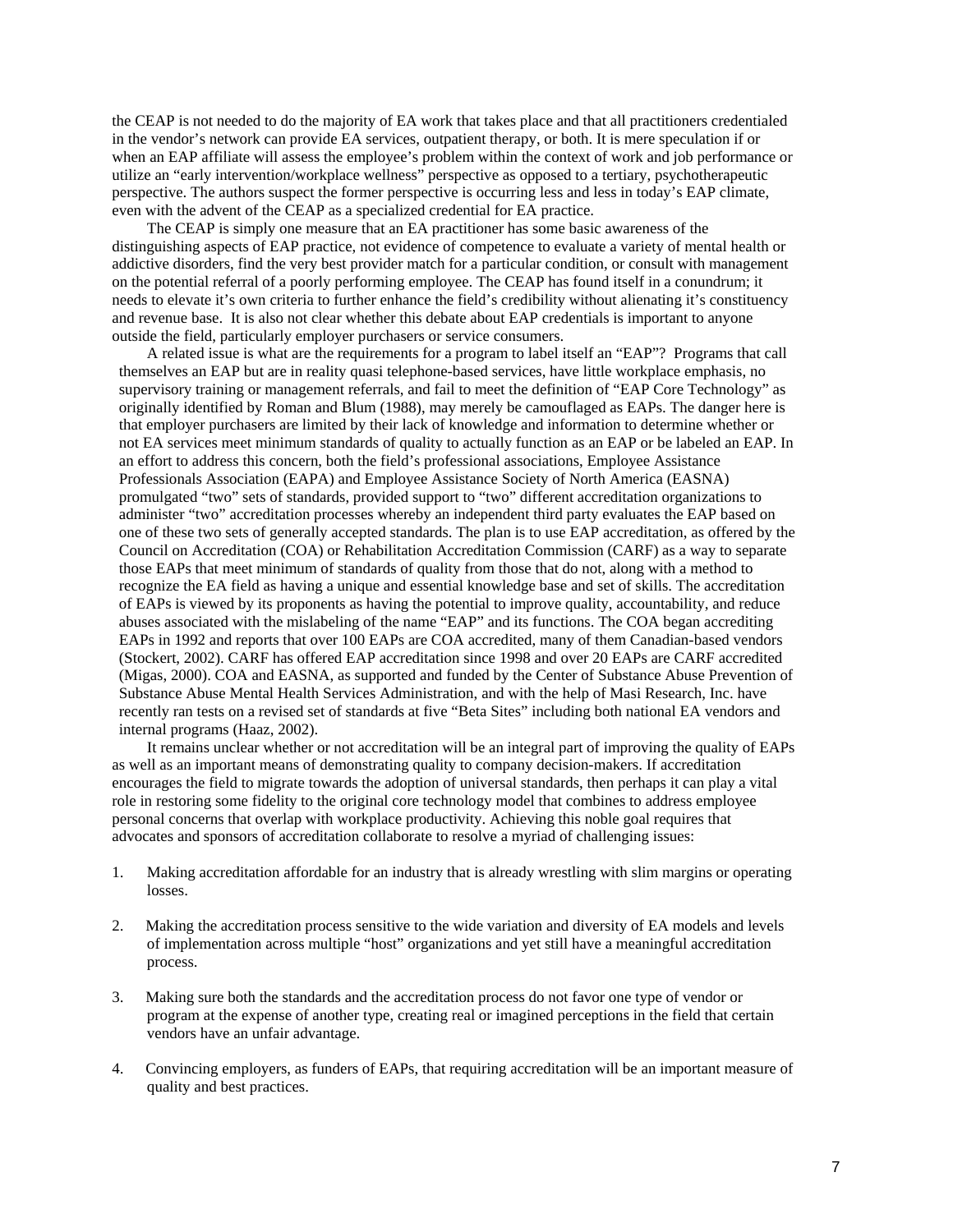the CEAP is not needed to do the majority of EA work that takes place and that all practitioners credentialed in the vendor's network can provide EA services, outpatient therapy, or both. It is mere speculation if or when an EAP affiliate will assess the employee's problem within the context of work and job performance or utilize an "early intervention/workplace wellness" perspective as opposed to a tertiary, psychotherapeutic perspective. The authors suspect the former perspective is occurring less and less in today's EAP climate, even with the advent of the CEAP as a specialized credential for EA practice.

The CEAP is simply one measure that an EA practitioner has some basic awareness of the distinguishing aspects of EAP practice, not evidence of competence to evaluate a variety of mental health or addictive disorders, find the very best provider match for a particular condition, or consult with management on the potential referral of a poorly performing employee. The CEAP has found itself in a conundrum; it needs to elevate it's own criteria to further enhance the field's credibility without alienating it's constituency and revenue base. It is also not clear whether this debate about EAP credentials is important to anyone outside the field, particularly employer purchasers or service consumers.

A related issue is what are the requirements for a program to label itself an "EAP"? Programs that call themselves an EAP but are in reality quasi telephone-based services, have little workplace emphasis, no supervisory training or management referrals, and fail to meet the definition of "EAP Core Technology" as originally identified by Roman and Blum (1988), may merely be camouflaged as EAPs. The danger here is that employer purchasers are limited by their lack of knowledge and information to determine whether or not EA services meet minimum standards of quality to actually function as an EAP or be labeled an EAP. In an effort to address this concern, both the field's professional associations, Employee Assistance Professionals Association (EAPA) and Employee Assistance Society of North America (EASNA) promulgated "two" sets of standards, provided support to "two" different accreditation organizations to administer "two" accreditation processes whereby an independent third party evaluates the EAP based on one of these two sets of generally accepted standards. The plan is to use EAP accreditation, as offered by the Council on Accreditation (COA) or Rehabilitation Accreditation Commission (CARF) as a way to separate those EAPs that meet minimum of standards of quality from those that do not, along with a method to recognize the EA field as having a unique and essential knowledge base and set of skills. The accreditation of EAPs is viewed by its proponents as having the potential to improve quality, accountability, and reduce abuses associated with the mislabeling of the name "EAP" and its functions. The COA began accrediting EAPs in 1992 and reports that over 100 EAPs are COA accredited, many of them Canadian-based vendors (Stockert, 2002). CARF has offered EAP accreditation since 1998 and over 20 EAPs are CARF accredited (Migas, 2000). COA and EASNA, as supported and funded by the Center of Substance Abuse Prevention of Substance Abuse Mental Health Services Administration, and with the help of Masi Research, Inc. have recently ran tests on a revised set of standards at five "Beta Sites" including both national EA vendors and internal programs (Haaz, 2002).

It remains unclear whether or not accreditation will be an integral part of improving the quality of EAPs as well as an important means of demonstrating quality to company decision-makers. If accreditation encourages the field to migrate towards the adoption of universal standards, then perhaps it can play a vital role in restoring some fidelity to the original core technology model that combines to address employee personal concerns that overlap with workplace productivity. Achieving this noble goal requires that advocates and sponsors of accreditation collaborate to resolve a myriad of challenging issues:

1. Making accreditation affordable for an industry that is already wrestling with slim margins or operating losses.

2. Making the accreditation process sensitive to the wide variation and diversity of EA models and levels of implementation across multiple "host" organizations and yet still have a meaningful accreditation process.

3. Making sure both the standards and the accreditation process do not favor one type of vendor or program at the expense of another type, creating real or imagined perceptions in the field that certain vendors have an unfair advantage.

4. Convincing employers, as funders of EAPs, that requiring accreditation will be an important measure of quality and best practices.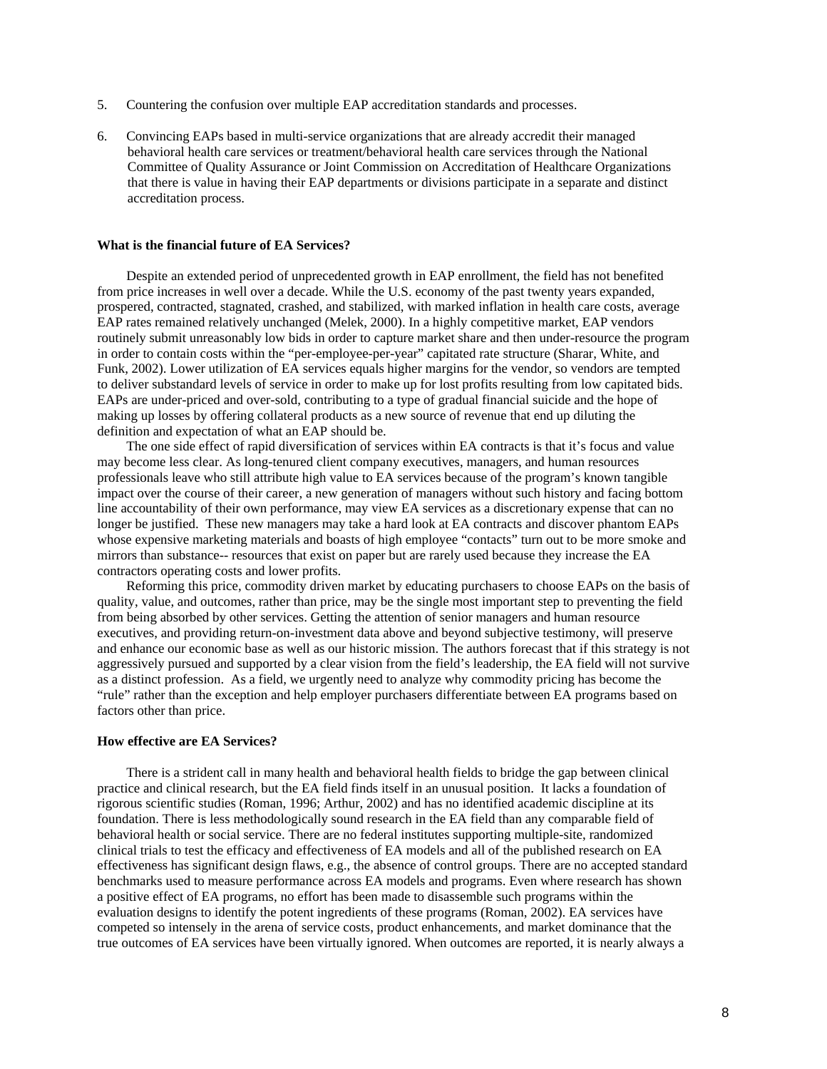5. Countering the confusion over multiple EAP accreditation standards and processes.

6. Convincing EAPs based in multi-service organizations that are already accredit their managed behavioral health care services or treatment/behavioral health care services through the National Committee of Quality Assurance or Joint Commission on Accreditation of Healthcare Organizations that there is value in having their EAP departments or divisions participate in a separate and distinct accreditation process.

**What is the financial future of EA Services?**

Despite an extended period of unprecedented growth in EAP enrollment, the field has not benefited from price increases in well over a decade. While the U.S. economy of the past twenty years expanded, prospered, contracted, stagnated, crashed, and stabilized, with marked inflation in health care costs, average EAP rates remained relatively unchanged (Melek, 2000). In a highly competitive market, EAP vendors routinely submit unreasonably low bids in order to capture market share and then under-resource the program in order to contain costs within the "per-employee-per-year" capitated rate structure (Sharar, White, and Funk, 2002). Lower utilization of EA services equals higher margins for the vendor, so vendors are tempted to deliver substandard levels of service in order to make up for lost profits resulting from low capitated bids. EAPs are under-priced and over-sold, contributing to a type of gradual financial suicide and the hope of making up losses by offering collateral products as a new source of revenue that end up diluting the definition and expectation of what an EAP should be.

The one side effect of rapid diversification of services within EA contracts is that it's focus and value may become less clear. As long-tenured client company executives, managers, and human resources professionals leave who still attribute high value to EA services because of the program's known tangible impact over the course of their career, a new generation of managers without such history and facing bottom line accountability of their own performance, may view EA services as a discretionary expense that can no longer be justified. These new managers may take a hard look at EA contracts and discover phantom EAPs whose expensive marketing materials and boasts of high employee "contacts" turn out to be more smoke and mirrors than substance-- resources that exist on paper but are rarely used because they increase the EA contractors operating costs and lower profits.

Reforming this price, commodity driven market by educating purchasers to choose EAPs on the basis of quality, value, and outcomes, rather than price, may be the single most important step to preventing the field from being absorbed by other services. Getting the attention of senior managers and human resource executives, and providing return-on-investment data above and beyond subjective testimony, will preserve and enhance our economic base as well as our historic mission. The authors forecast that if this strategy is not aggressively pursued and supported by a clear vision from the field's leadership, the EA field will not survive as a distinct profession. As a field, we urgently need to analyze why commodity pricing has become the "rule" rather than the exception and help employer purchasers differentiate between EA programs based on factors other than price.

**How effective are EA Services?**

There is a strident call in many health and behavioral health fields to bridge the gap between clinical practice and clinical research, but the EA field finds itself in an unusual position. It lacks a foundation of rigorous scientific studies (Roman, 1996; Arthur, 2002) and has no identified academic discipline at its foundation. There is less methodologically sound research in the EA field than any comparable field of behavioral health or social service. There are no federal institutes supporting multiple-site, randomized clinical trials to test the efficacy and effectiveness of EA models and all of the published research on EA effectiveness has significant design flaws, e.g., the absence of control groups. There are no accepted standard benchmarks used to measure performance across EA models and programs. Even where research has shown a positive effect of EA programs, no effort has been made to disassemble such programs within the evaluation designs to identify the potent ingredients of these programs (Roman, 2002). EA services have competed so intensely in the arena of service costs, product enhancements, and market dominance that the true outcomes of EA services have been virtually ignored. When outcomes are reported, it is nearly always a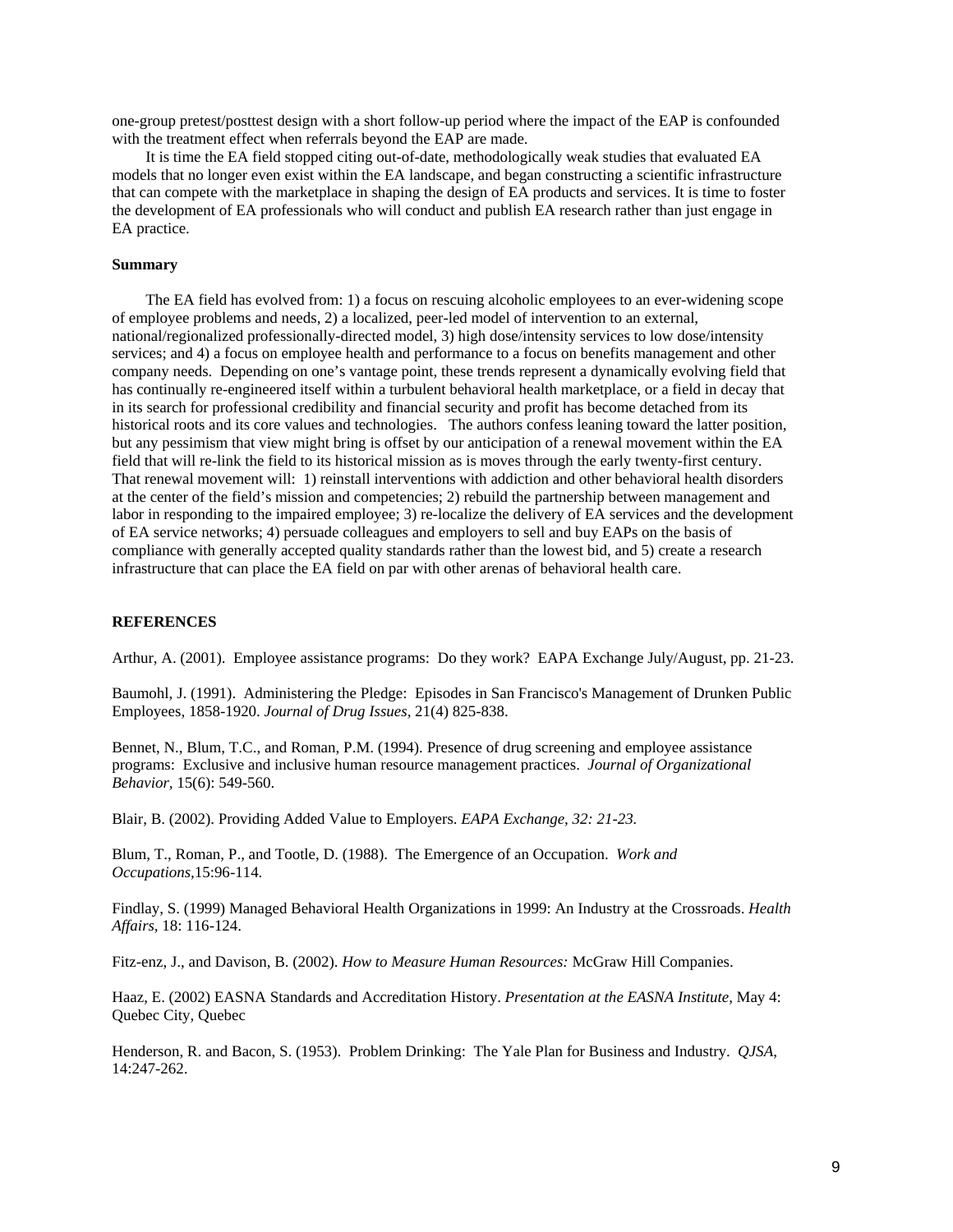one-group pretest/posttest design with a short follow-up period where the impact of the EAP is confounded with the treatment effect when referrals beyond the EAP are made.

It is time the EA field stopped citing out-of-date, methodologically weak studies that evaluated EA models that no longer even exist within the EA landscape, and began constructing a scientific infrastructure that can compete with the marketplace in shaping the design of EA products and services. It is time to foster the development of EA professionals who will conduct and publish EA research rather than just engage in EA practice.

**Summary**

The EA field has evolved from: 1) a focus on rescuing alcoholic employees to an ever-widening scope of employee problems and needs, 2) a localized, peer-led model of intervention to an external, national/regionalized professionally-directed model, 3) high dose/intensity services to low dose/intensity services; and 4) a focus on employee health and performance to a focus on benefits management and other company needs. Depending on one's vantage point, these trends represent a dynamically evolving field that has continually re-engineered itself within a turbulent behavioral health marketplace, or a field in decay that in its search for professional credibility and financial security and profit has become detached from its historical roots and its core values and technologies. The authors confess leaning toward the latter position, but any pessimism that view might bring is offset by our anticipation of a renewal movement within the EA field that will re-link the field to its historical mission as is moves through the early twenty-first century. That renewal movement will: 1) reinstall interventions with addiction and other behavioral health disorders at the center of the field's mission and competencies; 2) rebuild the partnership between management and labor in responding to the impaired employee; 3) re-localize the delivery of EA services and the development of EA service networks; 4) persuade colleagues and employers to sell and buy EAPs on the basis of compliance with generally accepted quality standards rather than the lowest bid, and 5) create a research infrastructure that can place the EA field on par with other arenas of behavioral health care.

**REFERENCES**

Arthur, A. (2001). Employee assistance programs: Do they work? EAPA Exchange July/August, pp. 21-23.

Baumohl, J. (1991). Administering the Pledge: Episodes in San Francisco's Management of Drunken Public Employees, 1858-1920. *Journal of Drug Issues,* 21(4) 825-838.

Bennet, N., Blum, T.C., and Roman, P.M. (1994). Presence of drug screening and employee assistance programs: Exclusive and inclusive human resource management practices. *Journal of Organizational Behavior,* 15(6): 549-560.

Blair, B. (2002). Providing Added Value to Employers. *EAPA Exchange, 32: 21-23.*

Blum, T., Roman, P., and Tootle, D. (1988). The Emergence of an Occupation. *Work and Occupations,*15:96-114.

Findlay, S. (1999) Managed Behavioral Health Organizations in 1999: An Industry at the Crossroads. *Health Affairs,* 18: 116-124.

Fitz-enz, J., and Davison, B. (2002). *How to Measure Human Resources:* McGraw Hill Companies.

Haaz, E. (2002) EASNA Standards and Accreditation History. *Presentation at the EASNA Institute,* May 4: Quebec City, Quebec

Henderson, R. and Bacon, S. (1953). Problem Drinking: The Yale Plan for Business and Industry. *QJSA,* 14:247-262.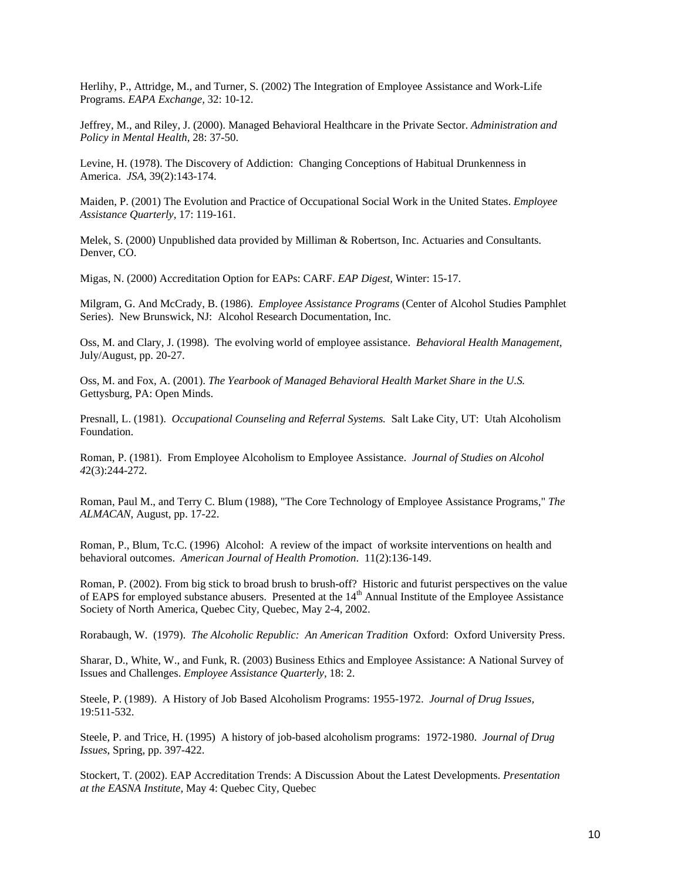Herlihy, P., Attridge, M., and Turner, S. (2002) The Integration of Employee Assistance and Work-Life Programs. *EAPA Exchange,* 32: 10-12.

Jeffrey, M., and Riley, J. (2000). Managed Behavioral Healthcare in the Private Sector. *Administration and Policy in Mental Health,* 28: 37-50.

Levine, H. (1978). The Discovery of Addiction: Changing Conceptions of Habitual Drunkenness in America. *JSA*, 39(2):143-174.

Maiden, P. (2001) The Evolution and Practice of Occupational Social Work in the United States. *Employee Assistance Quarterly,* 17: 119-161.

Melek, S. (2000) Unpublished data provided by Milliman & Robertson, Inc. Actuaries and Consultants. Denver, CO.

Migas, N. (2000) Accreditation Option for EAPs: CARF. *EAP Digest,* Winter: 15-17.

Milgram, G. And McCrady, B. (1986). *Employee Assistance Programs* (Center of Alcohol Studies Pamphlet Series). New Brunswick, NJ: Alcohol Research Documentation, Inc.

Oss, M. and Clary, J. (1998). The evolving world of employee assistance. *Behavioral Health Management,* July/August, pp. 20-27.

Oss, M. and Fox, A. (2001). *The Yearbook of Managed Behavioral Health Market Share in the U.S.* Gettysburg, PA: Open Minds.

Presnall, L. (1981). *Occupational Counseling and Referral Systems.* Salt Lake City, UT: Utah Alcoholism Foundation.

Roman, P. (1981). From Employee Alcoholism to Employee Assistance. *Journal of Studies on Alcohol 4*2(3):244-272.

Roman, Paul M., and Terry C. Blum (1988), "The Core Technology of Employee Assistance Programs," *The ALMACAN,* August, pp. 17-22.

Roman, P., Blum, Tc.C. (1996) Alcohol: A review of the impact of worksite interventions on health and behavioral outcomes. *American Journal of Health Promotion*. 11(2):136-149.

Roman, P. (2002). From big stick to broad brush to brush-off? Historic and futurist perspectives on the value of EAPS for employed substance abusers. Presented at the 14th Annual Institute of the Employee Assistance Society of North America, Quebec City, Quebec, May 2-4, 2002.

Rorabaugh, W. (1979). *The Alcoholic Republic: An American Tradition* Oxford: Oxford University Press.

Sharar, D., White, W., and Funk, R. (2003) Business Ethics and Employee Assistance: A National Survey of Issues and Challenges. *Employee Assistance Quarterly,* 18: 2.

Steele, P. (1989). A History of Job Based Alcoholism Programs: 1955-1972. *Journal of Drug Issues,* 19:511-532.

Steele, P. and Trice, H. (1995) A history of job-based alcoholism programs: 1972-1980. *Journal of Drug Issues,* Spring, pp. 397-422.

Stockert, T. (2002). EAP Accreditation Trends: A Discussion About the Latest Developments. *Presentation at the EASNA Institute,* May 4: Quebec City, Quebec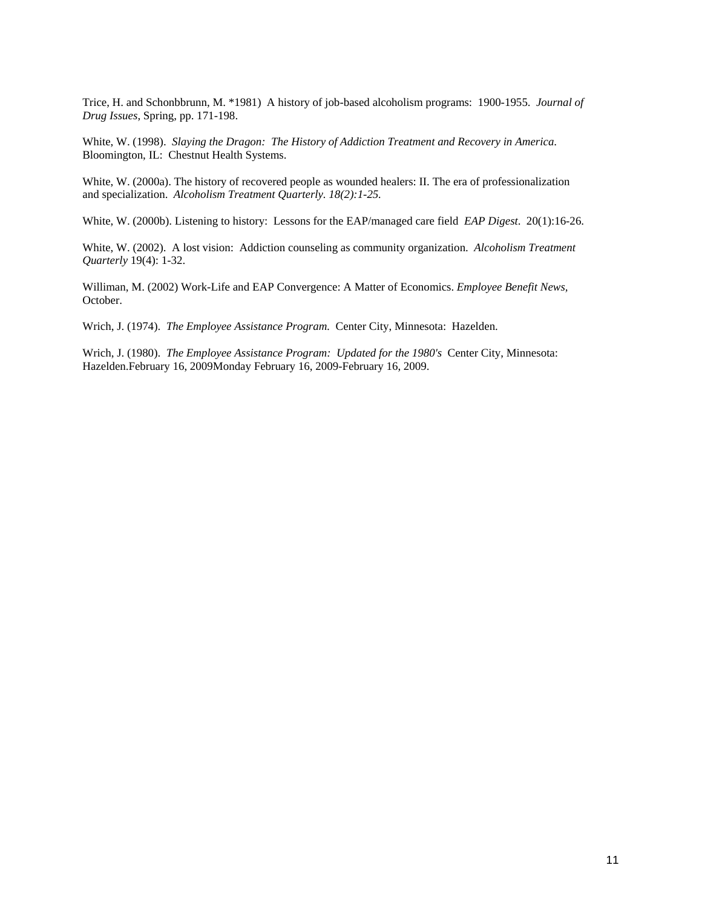Trice, H. and Schonbbrunn, M. *1981) A history of job-based alcoholism programs: 1900-1955. *Journal of Drug Issues*, Spring, pp. 171-198.

White, W. (1998). *Slaying the Dragon: The History of Addiction Treatment and Recovery in America*. Bloomington, IL: Chestnut Health Systems.

White, W. (2000a). The history of recovered people as wounded healers: II. The era of professionalization and specialization. *Alcoholism Treatment Quarterly. 18(2):1-25.*

White, W. (2000b). Listening to history: Lessons for the EAP/managed care field *EAP Digest*. 20(1):16-26.

White, W. (2002). A lost vision: Addiction counseling as community organization. *Alcoholism Treatment Quarterly* 19(4): 1-32.

Williman, M. (2002) Work-Life and EAP Convergence: A Matter of Economics. *Employee Benefit News*, October.

Wrich, J. (1974). *The Employee Assistance Program.* Center City, Minnesota: Hazelden.

Wrich, J. (1980). *The Employee Assistance Program: Updated for the 1980's* Center City, Minnesota: Hazelden.February 16, 2009Monday February 16, 2009-February 16, 2009.